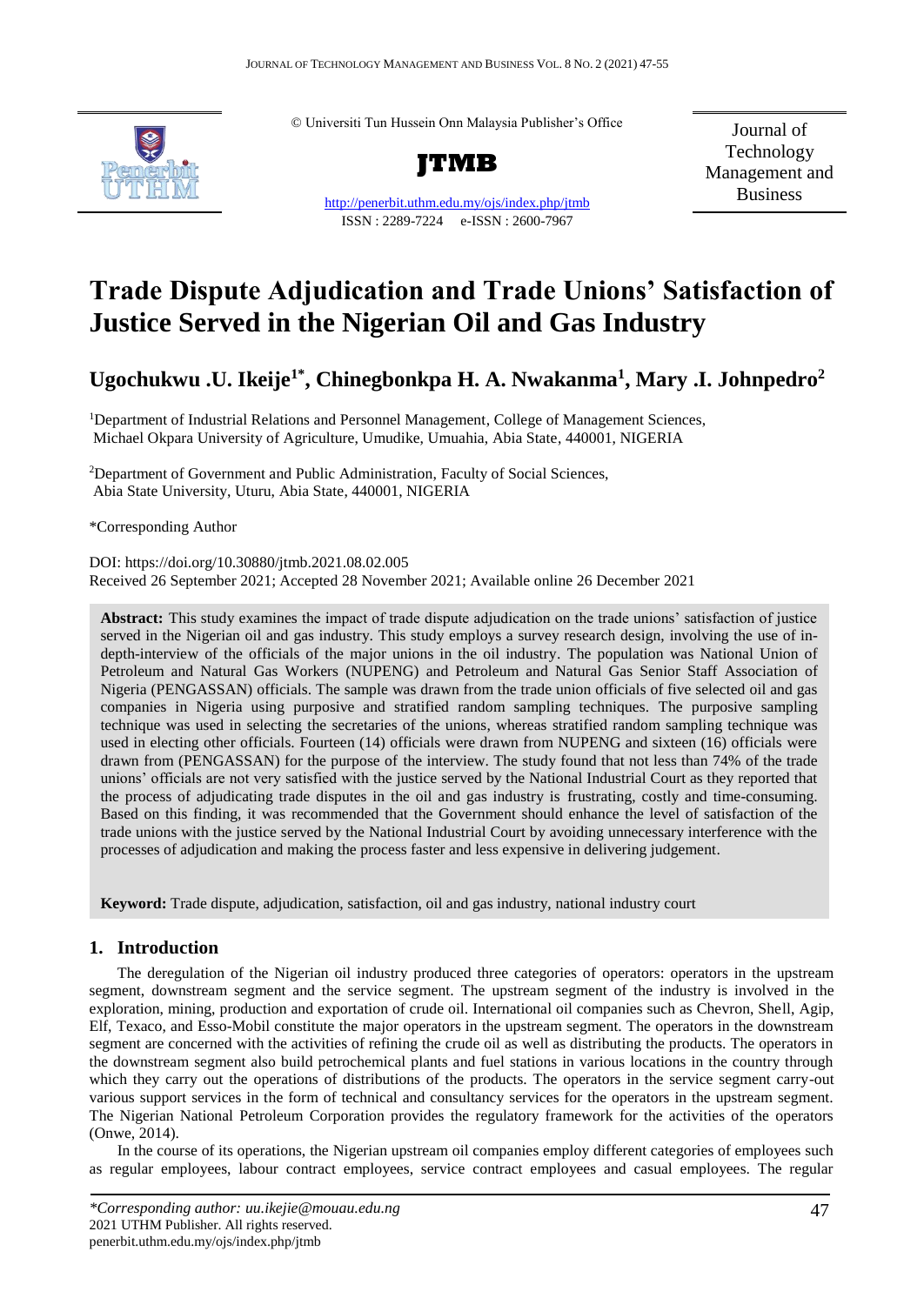© Universiti Tun Hussein Onn Malaysia Publisher's Office

**JTMB**

http://penerbit.uthm.edu.my/ojs/index.php/jtmb

ISSN : 2289-7224 e-ISSN : 2600-7967

Journal of Technology Management and Business

# Trade Dispute Adjudication and Trade Unions' Satisfaction of Justice Served in the Nigerian Oil and Gas Industry

**Ugochukwu .U. Ikeije[1*], Chinegbonkpa H. A. Nwakanma[1], Mary .I. Johnpedro[2]**

[1]Department of Industrial Relations and Personnel Management, College of Management Sciences, Michael Okpara University of Agriculture, Umudike, Umuahia, Abia State, 440001, NIGERIA

[2]Department of Government and Public Administration, Faculty of Social Sciences, Abia State University, Uturu, Abia State, 440001, NIGERIA

*Corresponding Author

DOI: https://doi.org/10.30880/jtmb.2021.08.02.005

Received 26 September 2021; Accepted 28 November 2021; Available online 26 December 2021

**Abstract:** This study examines the impact of trade dispute adjudication on the trade unions' satisfaction of justice served in the Nigerian oil and gas industry. This study employs a survey research design, involving the use of in-depth-interview of the officials of the major unions in the oil industry. The population was National Union of Petroleum and Natural Gas Workers (NUPENG) and Petroleum and Natural Gas Senior Staff Association of Nigeria (PENGASSAN) officials. The sample was drawn from the trade union officials of five selected oil and gas companies in Nigeria using purposive and stratified random sampling techniques. The purposive sampling technique was used in selecting the secretaries of the unions, whereas stratified random sampling technique was used in electing other officials. Fourteen (14) officials were drawn from NUPENG and sixteen (16) officials were drawn from (PENGASSAN) for the purpose of the interview. The study found that not less than 74% of the trade unions' officials are not very satisfied with the justice served by the National Industrial Court as they reported that the process of adjudicating trade disputes in the oil and gas industry is frustrating, costly and time-consuming. Based on this finding, it was recommended that the Government should enhance the level of satisfaction of the trade unions with the justice served by the National Industrial Court by avoiding unnecessary interference with the processes of adjudication and making the process faster and less expensive in delivering judgement.

**Keyword:** Trade dispute, adjudication, satisfaction, oil and gas industry, national industry court

## 1. Introduction

The deregulation of the Nigerian oil industry produced three categories of operators: operators in the upstream segment, downstream segment and the service segment. The upstream segment of the industry is involved in the exploration, mining, production and exportation of crude oil. International oil companies such as Chevron, Shell, Agip, Elf, Texaco, and Esso-Mobil constitute the major operators in the upstream segment. The operators in the downstream segment are concerned with the activities of refining the crude oil as well as distributing the products. The operators in the downstream segment also build petrochemical plants and fuel stations in various locations in the country through which they carry out the operations of distributions of the products. The operators in the service segment carry-out various support services in the form of technical and consultancy services for the operators in the upstream segment. The Nigerian National Petroleum Corporation provides the regulatory framework for the activities of the operators (Onwe, 2014).

In the course of its operations, the Nigerian upstream oil companies employ different categories of employees such as regular employees, labour contract employees, service contract employees and casual employees. The regular

*Corresponding author: uu.ikejie@mouau.edu.ng

2021 UTHM Publisher. All rights reserved.

penerbit.uthm.edu.my/ojs/index.php/jtmb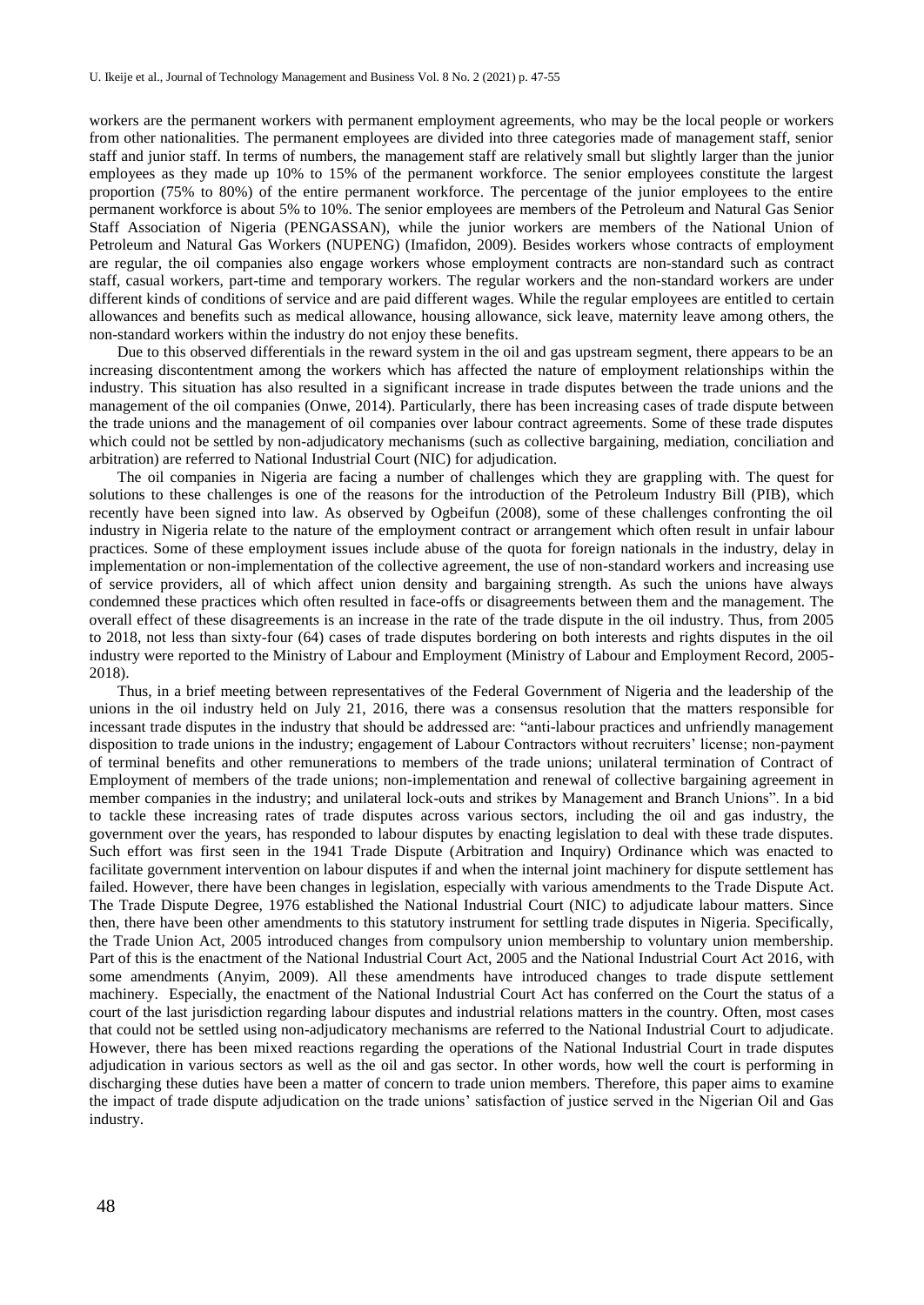workers are the permanent workers with permanent employment agreements, who may be the local people or workers from other nationalities. The permanent employees are divided into three categories made of management staff, senior staff and junior staff. In terms of numbers, the management staff are relatively small but slightly larger than the junior employees as they made up 10% to 15% of the permanent workforce. The senior employees constitute the largest proportion (75% to 80%) of the entire permanent workforce. The percentage of the junior employees to the entire permanent workforce is about 5% to 10%. The senior employees are members of the Petroleum and Natural Gas Senior Staff Association of Nigeria (PENGASSAN), while the junior workers are members of the National Union of Petroleum and Natural Gas Workers (NUPENG) (Imafidon, 2009). Besides workers whose contracts of employment are regular, the oil companies also engage workers whose employment contracts are non-standard such as contract staff, casual workers, part-time and temporary workers. The regular workers and the non-standard workers are under different kinds of conditions of service and are paid different wages. While the regular employees are entitled to certain allowances and benefits such as medical allowance, housing allowance, sick leave, maternity leave among others, the non-standard workers within the industry do not enjoy these benefits.

Due to this observed differentials in the reward system in the oil and gas upstream segment, there appears to be an increasing discontentment among the workers which has affected the nature of employment relationships within the industry. This situation has also resulted in a significant increase in trade disputes between the trade unions and the management of the oil companies (Onwe, 2014). Particularly, there has been increasing cases of trade dispute between the trade unions and the management of oil companies over labour contract agreements. Some of these trade disputes which could not be settled by non-adjudicatory mechanisms (such as collective bargaining, mediation, conciliation and arbitration) are referred to National Industrial Court (NIC) for adjudication.

The oil companies in Nigeria are facing a number of challenges which they are grappling with. The quest for solutions to these challenges is one of the reasons for the introduction of the Petroleum Industry Bill (PIB), which recently have been signed into law. As observed by Ogbeifun (2008), some of these challenges confronting the oil industry in Nigeria relate to the nature of the employment contract or arrangement which often result in unfair labour practices. Some of these employment issues include abuse of the quota for foreign nationals in the industry, delay in implementation or non-implementation of the collective agreement, the use of non-standard workers and increasing use of service providers, all of which affect union density and bargaining strength. As such the unions have always condemned these practices which often resulted in face-offs or disagreements between them and the management. The overall effect of these disagreements is an increase in the rate of the trade dispute in the oil industry. Thus, from 2005 to 2018, not less than sixty-four (64) cases of trade disputes bordering on both interests and rights disputes in the oil industry were reported to the Ministry of Labour and Employment (Ministry of Labour and Employment Record, 2005-2018).

Thus, in a brief meeting between representatives of the Federal Government of Nigeria and the leadership of the unions in the oil industry held on July 21, 2016, there was a consensus resolution that the matters responsible for incessant trade disputes in the industry that should be addressed are: "anti-labour practices and unfriendly management disposition to trade unions in the industry; engagement of Labour Contractors without recruiters' license; non-payment of terminal benefits and other remunerations to members of the trade unions; unilateral termination of Contract of Employment of members of the trade unions; non-implementation and renewal of collective bargaining agreement in member companies in the industry; and unilateral lock-outs and strikes by Management and Branch Unions". In a bid to tackle these increasing rates of trade disputes across various sectors, including the oil and gas industry, the government over the years, has responded to labour disputes by enacting legislation to deal with these trade disputes. Such effort was first seen in the 1941 Trade Dispute (Arbitration and Inquiry) Ordinance which was enacted to facilitate government intervention on labour disputes if and when the internal joint machinery for dispute settlement has failed. However, there have been changes in legislation, especially with various amendments to the Trade Dispute Act. The Trade Dispute Degree, 1976 established the National Industrial Court (NIC) to adjudicate labour matters. Since then, there have been other amendments to this statutory instrument for settling trade disputes in Nigeria. Specifically, the Trade Union Act, 2005 introduced changes from compulsory union membership to voluntary union membership. Part of this is the enactment of the National Industrial Court Act, 2005 and the National Industrial Court Act 2016, with some amendments (Anyim, 2009). All these amendments have introduced changes to trade dispute settlement machinery. Especially, the enactment of the National Industrial Court Act has conferred on the Court the status of a court of the last jurisdiction regarding labour disputes and industrial relations matters in the country. Often, most cases that could not be settled using non-adjudicatory mechanisms are referred to the National Industrial Court to adjudicate. However, there has been mixed reactions regarding the operations of the National Industrial Court in trade disputes adjudication in various sectors as well as the oil and gas sector. In other words, how well the court is performing in discharging these duties have been a matter of concern to trade union members. Therefore, this paper aims to examine the impact of trade dispute adjudication on the trade unions' satisfaction of justice served in the Nigerian Oil and Gas industry.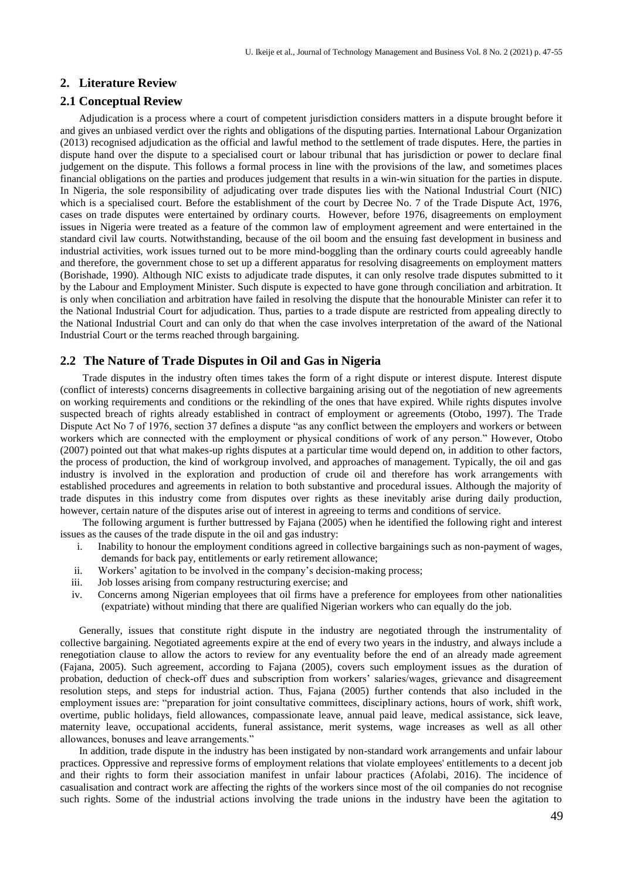## 2. Literature Review

### 2.1 Conceptual Review

Adjudication is a process where a court of competent jurisdiction considers matters in a dispute brought before it and gives an unbiased verdict over the rights and obligations of the disputing parties. International Labour Organization (2013) recognised adjudication as the official and lawful method to the settlement of trade disputes. Here, the parties in dispute hand over the dispute to a specialised court or labour tribunal that has jurisdiction or power to declare final judgement on the dispute. This follows a formal process in line with the provisions of the law, and sometimes places financial obligations on the parties and produces judgement that results in a win-win situation for the parties in dispute. In Nigeria, the sole responsibility of adjudicating over trade disputes lies with the National Industrial Court (NIC) which is a specialised court. Before the establishment of the court by Decree No. 7 of the Trade Dispute Act, 1976, cases on trade disputes were entertained by ordinary courts. However, before 1976, disagreements on employment issues in Nigeria were treated as a feature of the common law of employment agreement and were entertained in the standard civil law courts. Notwithstanding, because of the oil boom and the ensuing fast development in business and industrial activities, work issues turned out to be more mind-boggling than the ordinary courts could agreeably handle and therefore, the government chose to set up a different apparatus for resolving disagreements on employment matters (Borishade, 1990). Although NIC exists to adjudicate trade disputes, it can only resolve trade disputes submitted to it by the Labour and Employment Minister. Such dispute is expected to have gone through conciliation and arbitration. It is only when conciliation and arbitration have failed in resolving the dispute that the honourable Minister can refer it to the National Industrial Court for adjudication. Thus, parties to a trade dispute are restricted from appealing directly to the National Industrial Court and can only do that when the case involves interpretation of the award of the National Industrial Court or the terms reached through bargaining.

### 2.2 The Nature of Trade Disputes in Oil and Gas in Nigeria

Trade disputes in the industry often times takes the form of a right dispute or interest dispute. Interest dispute (conflict of interests) concerns disagreements in collective bargaining arising out of the negotiation of new agreements on working requirements and conditions or the rekindling of the ones that have expired. While rights disputes involve suspected breach of rights already established in contract of employment or agreements (Otobo, 1997). The Trade Dispute Act No 7 of 1976, section 37 defines a dispute "as any conflict between the employers and workers or between workers which are connected with the employment or physical conditions of work of any person." However, Otobo (2007) pointed out that what makes-up rights disputes at a particular time would depend on, in addition to other factors, the process of production, the kind of workgroup involved, and approaches of management. Typically, the oil and gas industry is involved in the exploration and production of crude oil and therefore has work arrangements with established procedures and agreements in relation to both substantive and procedural issues. Although the majority of trade disputes in this industry come from disputes over rights as these inevitably arise during daily production, however, certain nature of the disputes arise out of interest in agreeing to terms and conditions of service.

The following argument is further buttressed by Fajana (2005) when he identified the following right and interest issues as the causes of the trade dispute in the oil and gas industry:

i. Inability to honour the employment conditions agreed in collective bargainings such as non-payment of wages, demands for back pay, entitlements or early retirement allowance;
ii. Workers' agitation to be involved in the company's decision-making process;
iii. Job losses arising from company restructuring exercise; and
iv. Concerns among Nigerian employees that oil firms have a preference for employees from other nationalities (expatriate) without minding that there are qualified Nigerian workers who can equally do the job.

Generally, issues that constitute right dispute in the industry are negotiated through the instrumentality of collective bargaining. Negotiated agreements expire at the end of every two years in the industry, and always include a renegotiation clause to allow the actors to review for any eventuality before the end of an already made agreement (Fajana, 2005). Such agreement, according to Fajana (2005), covers such employment issues as the duration of probation, deduction of check-off dues and subscription from workers' salaries/wages, grievance and disagreement resolution steps, and steps for industrial action. Thus, Fajana (2005) further contends that also included in the employment issues are: "preparation for joint consultative committees, disciplinary actions, hours of work, shift work, overtime, public holidays, field allowances, compassionate leave, annual paid leave, medical assistance, sick leave, maternity leave, occupational accidents, funeral assistance, merit systems, wage increases as well as all other allowances, bonuses and leave arrangements."

In addition, trade dispute in the industry has been instigated by non-standard work arrangements and unfair labour practices. Oppressive and repressive forms of employment relations that violate employees' entitlements to a decent job and their rights to form their association manifest in unfair labour practices (Afolabi, 2016). The incidence of casualisation and contract work are affecting the rights of the workers since most of the oil companies do not recognise such rights. Some of the industrial actions involving the trade unions in the industry have been the agitation to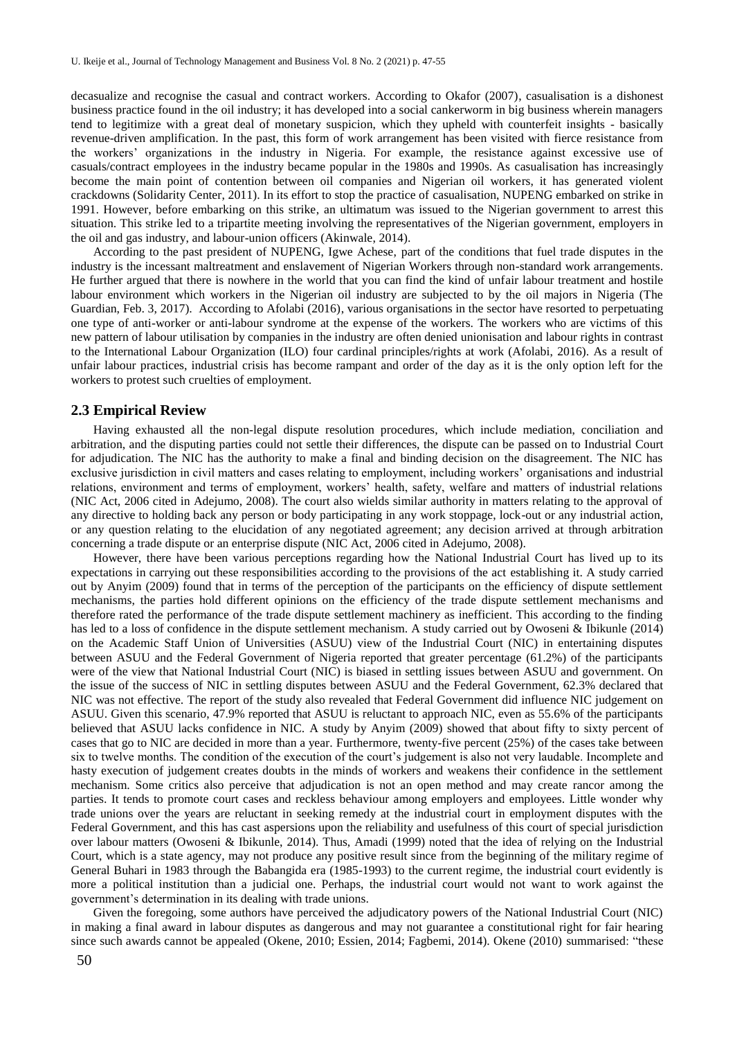decasualize and recognise the casual and contract workers. According to Okafor (2007), casualisation is a dishonest business practice found in the oil industry; it has developed into a social cankerworm in big business wherein managers tend to legitimize with a great deal of monetary suspicion, which they upheld with counterfeit insights - basically revenue-driven amplification. In the past, this form of work arrangement has been visited with fierce resistance from the workers' organizations in the industry in Nigeria. For example, the resistance against excessive use of casuals/contract employees in the industry became popular in the 1980s and 1990s. As casualisation has increasingly become the main point of contention between oil companies and Nigerian oil workers, it has generated violent crackdowns (Solidarity Center, 2011). In its effort to stop the practice of casualisation, NUPENG embarked on strike in 1991. However, before embarking on this strike, an ultimatum was issued to the Nigerian government to arrest this situation. This strike led to a tripartite meeting involving the representatives of the Nigerian government, employers in the oil and gas industry, and labour-union officers (Akinwale, 2014).

According to the past president of NUPENG, Igwe Achese, part of the conditions that fuel trade disputes in the industry is the incessant maltreatment and enslavement of Nigerian Workers through non-standard work arrangements. He further argued that there is nowhere in the world that you can find the kind of unfair labour treatment and hostile labour environment which workers in the Nigerian oil industry are subjected to by the oil majors in Nigeria (The Guardian, Feb. 3, 2017). According to Afolabi (2016), various organisations in the sector have resorted to perpetuating one type of anti-worker or anti-labour syndrome at the expense of the workers. The workers who are victims of this new pattern of labour utilisation by companies in the industry are often denied unionisation and labour rights in contrast to the International Labour Organization (ILO) four cardinal principles/rights at work (Afolabi, 2016). As a result of unfair labour practices, industrial crisis has become rampant and order of the day as it is the only option left for the workers to protest such cruelties of employment.

## 2.3 Empirical Review

Having exhausted all the non-legal dispute resolution procedures, which include mediation, conciliation and arbitration, and the disputing parties could not settle their differences, the dispute can be passed on to Industrial Court for adjudication. The NIC has the authority to make a final and binding decision on the disagreement. The NIC has exclusive jurisdiction in civil matters and cases relating to employment, including workers' organisations and industrial relations, environment and terms of employment, workers' health, safety, welfare and matters of industrial relations (NIC Act, 2006 cited in Adejumo, 2008). The court also wields similar authority in matters relating to the approval of any directive to holding back any person or body participating in any work stoppage, lock-out or any industrial action, or any question relating to the elucidation of any negotiated agreement; any decision arrived at through arbitration concerning a trade dispute or an enterprise dispute (NIC Act, 2006 cited in Adejumo, 2008).

However, there have been various perceptions regarding how the National Industrial Court has lived up to its expectations in carrying out these responsibilities according to the provisions of the act establishing it. A study carried out by Anyim (2009) found that in terms of the perception of the participants on the efficiency of dispute settlement mechanisms, the parties hold different opinions on the efficiency of the trade dispute settlement mechanisms and therefore rated the performance of the trade dispute settlement machinery as inefficient. This according to the finding has led to a loss of confidence in the dispute settlement mechanism. A study carried out by Owoseni & Ibikunle (2014) on the Academic Staff Union of Universities (ASUU) view of the Industrial Court (NIC) in entertaining disputes between ASUU and the Federal Government of Nigeria reported that greater percentage (61.2%) of the participants were of the view that National Industrial Court (NIC) is biased in settling issues between ASUU and government. On the issue of the success of NIC in settling disputes between ASUU and the Federal Government, 62.3% declared that NIC was not effective. The report of the study also revealed that Federal Government did influence NIC judgement on ASUU. Given this scenario, 47.9% reported that ASUU is reluctant to approach NIC, even as 55.6% of the participants believed that ASUU lacks confidence in NIC. A study by Anyim (2009) showed that about fifty to sixty percent of cases that go to NIC are decided in more than a year. Furthermore, twenty-five percent (25%) of the cases take between six to twelve months. The condition of the execution of the court's judgement is also not very laudable. Incomplete and hasty execution of judgement creates doubts in the minds of workers and weakens their confidence in the settlement mechanism. Some critics also perceive that adjudication is not an open method and may create rancor among the parties. It tends to promote court cases and reckless behaviour among employers and employees. Little wonder why trade unions over the years are reluctant in seeking remedy at the industrial court in employment disputes with the Federal Government, and this has cast aspersions upon the reliability and usefulness of this court of special jurisdiction over labour matters (Owoseni & Ibikunle, 2014). Thus, Amadi (1999) noted that the idea of relying on the Industrial Court, which is a state agency, may not produce any positive result since from the beginning of the military regime of General Buhari in 1983 through the Babangida era (1985-1993) to the current regime, the industrial court evidently is more a political institution than a judicial one. Perhaps, the industrial court would not want to work against the government's determination in its dealing with trade unions.

Given the foregoing, some authors have perceived the adjudicatory powers of the National Industrial Court (NIC) in making a final award in labour disputes as dangerous and may not guarantee a constitutional right for fair hearing since such awards cannot be appealed (Okene, 2010; Essien, 2014; Fagbemi, 2014). Okene (2010) summarised: "these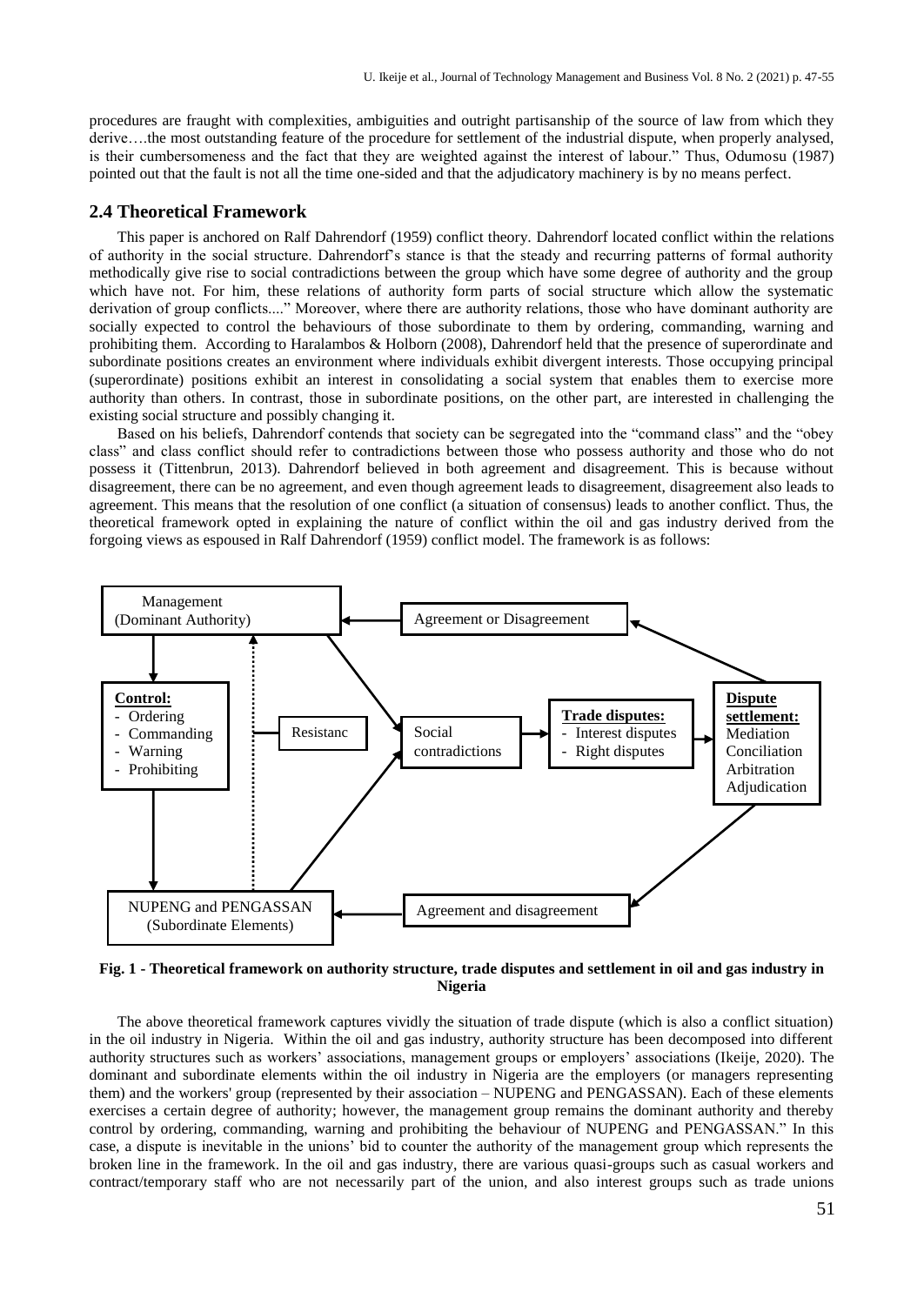procedures are fraught with complexities, ambiguities and outright partisanship of the source of law from which they derive….the most outstanding feature of the procedure for settlement of the industrial dispute, when properly analysed, is their cumbersomeness and the fact that they are weighted against the interest of labour." Thus, Odumosu (1987) pointed out that the fault is not all the time one-sided and that the adjudicatory machinery is by no means perfect.

## 2.4 Theoretical Framework

This paper is anchored on Ralf Dahrendorf (1959) conflict theory. Dahrendorf located conflict within the relations of authority in the social structure. Dahrendorf's stance is that the steady and recurring patterns of formal authority methodically give rise to social contradictions between the group which have some degree of authority and the group which have not. For him, these relations of authority form parts of social structure which allow the systematic derivation of group conflicts...." Moreover, where there are authority relations, those who have dominant authority are socially expected to control the behaviours of those subordinate to them by ordering, commanding, warning and prohibiting them. According to Haralambos & Holborn (2008), Dahrendorf held that the presence of superordinate and subordinate positions creates an environment where individuals exhibit divergent interests. Those occupying principal (superordinate) positions exhibit an interest in consolidating a social system that enables them to exercise more authority than others. In contrast, those in subordinate positions, on the other part, are interested in challenging the existing social structure and possibly changing it.

Based on his beliefs, Dahrendorf contends that society can be segregated into the "command class" and the "obey class" and class conflict should refer to contradictions between those who possess authority and those who do not possess it (Tittenbrun, 2013). Dahrendorf believed in both agreement and disagreement. This is because without disagreement, there can be no agreement, and even though agreement leads to disagreement, disagreement also leads to agreement. This means that the resolution of one conflict (a situation of consensus) leads to another conflict. Thus, the theoretical framework opted in explaining the nature of conflict within the oil and gas industry derived from the forgoing views as espoused in Ralf Dahrendorf (1959) conflict model. The framework is as follows:

Management (Dominant Authority)
Agreement or Disagreement
**Control:**
- Ordering
- Commanding
- Warning
- Prohibiting

Resistanc
Social contradictions
**Trade disputes:**
- Interest disputes
- Right disputes

**Dispute settlement:**
Mediation
Conciliation
Arbitration
Adjudication

NUPENG and PENGASSAN (Subordinate Elements)
Agreement and disagreement

**Fig. 1 - Theoretical framework on authority structure, trade disputes and settlement in oil and gas industry in Nigeria**

The above theoretical framework captures vividly the situation of trade dispute (which is also a conflict situation) in the oil industry in Nigeria. Within the oil and gas industry, authority structure has been decomposed into different authority structures such as workers' associations, management groups or employers' associations (Ikeije, 2020). The dominant and subordinate elements within the oil industry in Nigeria are the employers (or managers representing them) and the workers' group (represented by their association – NUPENG and PENGASSAN). Each of these elements exercises a certain degree of authority; however, the management group remains the dominant authority and thereby control by ordering, commanding, warning and prohibiting the behaviour of NUPENG and PENGASSAN." In this case, a dispute is inevitable in the unions' bid to counter the authority of the management group which represents the broken line in the framework. In the oil and gas industry, there are various quasi-groups such as casual workers and contract/temporary staff who are not necessarily part of the union, and also interest groups such as trade unions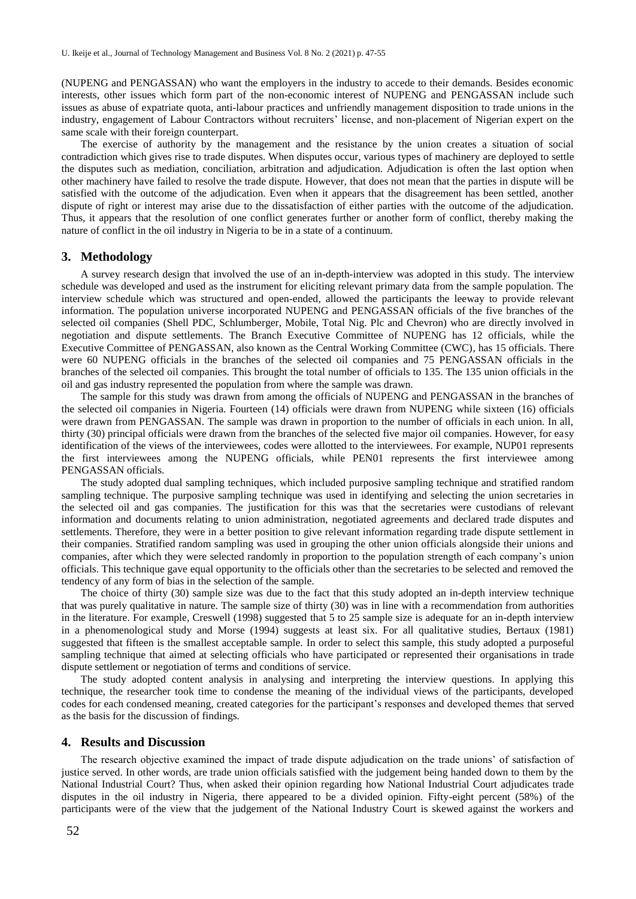(NUPENG and PENGASSAN) who want the employers in the industry to accede to their demands. Besides economic interests, other issues which form part of the non-economic interest of NUPENG and PENGASSAN include such issues as abuse of expatriate quota, anti-labour practices and unfriendly management disposition to trade unions in the industry, engagement of Labour Contractors without recruiters' license, and non-placement of Nigerian expert on the same scale with their foreign counterpart.

The exercise of authority by the management and the resistance by the union creates a situation of social contradiction which gives rise to trade disputes. When disputes occur, various types of machinery are deployed to settle the disputes such as mediation, conciliation, arbitration and adjudication. Adjudication is often the last option when other machinery have failed to resolve the trade dispute. However, that does not mean that the parties in dispute will be satisfied with the outcome of the adjudication. Even when it appears that the disagreement has been settled, another dispute of right or interest may arise due to the dissatisfaction of either parties with the outcome of the adjudication. Thus, it appears that the resolution of one conflict generates further or another form of conflict, thereby making the nature of conflict in the oil industry in Nigeria to be in a state of a continuum.

## 3. Methodology

A survey research design that involved the use of an in-depth-interview was adopted in this study. The interview schedule was developed and used as the instrument for eliciting relevant primary data from the sample population. The interview schedule which was structured and open-ended, allowed the participants the leeway to provide relevant information. The population universe incorporated NUPENG and PENGASSAN officials of the five branches of the selected oil companies (Shell PDC, Schlumberger, Mobile, Total Nig. Plc and Chevron) who are directly involved in negotiation and dispute settlements. The Branch Executive Committee of NUPENG has 12 officials, while the Executive Committee of PENGASSAN, also known as the Central Working Committee (CWC), has 15 officials. There were 60 NUPENG officials in the branches of the selected oil companies and 75 PENGASSAN officials in the branches of the selected oil companies. This brought the total number of officials to 135. The 135 union officials in the oil and gas industry represented the population from where the sample was drawn.

The sample for this study was drawn from among the officials of NUPENG and PENGASSAN in the branches of the selected oil companies in Nigeria. Fourteen (14) officials were drawn from NUPENG while sixteen (16) officials were drawn from PENGASSAN. The sample was drawn in proportion to the number of officials in each union. In all, thirty (30) principal officials were drawn from the branches of the selected five major oil companies. However, for easy identification of the views of the interviewees, codes were allotted to the interviewees. For example, NUP01 represents the first interviewees among the NUPENG officials, while PEN01 represents the first interviewee among PENGASSAN officials.

The study adopted dual sampling techniques, which included purposive sampling technique and stratified random sampling technique. The purposive sampling technique was used in identifying and selecting the union secretaries in the selected oil and gas companies. The justification for this was that the secretaries were custodians of relevant information and documents relating to union administration, negotiated agreements and declared trade disputes and settlements. Therefore, they were in a better position to give relevant information regarding trade dispute settlement in their companies. Stratified random sampling was used in grouping the other union officials alongside their unions and companies, after which they were selected randomly in proportion to the population strength of each company's union officials. This technique gave equal opportunity to the officials other than the secretaries to be selected and removed the tendency of any form of bias in the selection of the sample.

The choice of thirty (30) sample size was due to the fact that this study adopted an in-depth interview technique that was purely qualitative in nature. The sample size of thirty (30) was in line with a recommendation from authorities in the literature. For example, Creswell (1998) suggested that 5 to 25 sample size is adequate for an in-depth interview in a phenomenological study and Morse (1994) suggests at least six. For all qualitative studies, Bertaux (1981) suggested that fifteen is the smallest acceptable sample. In order to select this sample, this study adopted a purposeful sampling technique that aimed at selecting officials who have participated or represented their organisations in trade dispute settlement or negotiation of terms and conditions of service.

The study adopted content analysis in analysing and interpreting the interview questions. In applying this technique, the researcher took time to condense the meaning of the individual views of the participants, developed codes for each condensed meaning, created categories for the participant's responses and developed themes that served as the basis for the discussion of findings.

## 4. Results and Discussion

The research objective examined the impact of trade dispute adjudication on the trade unions' of satisfaction of justice served. In other words, are trade union officials satisfied with the judgement being handed down to them by the National Industrial Court? Thus, when asked their opinion regarding how National Industrial Court adjudicates trade disputes in the oil industry in Nigeria, there appeared to be a divided opinion. Fifty-eight percent (58%) of the participants were of the view that the judgement of the National Industry Court is skewed against the workers and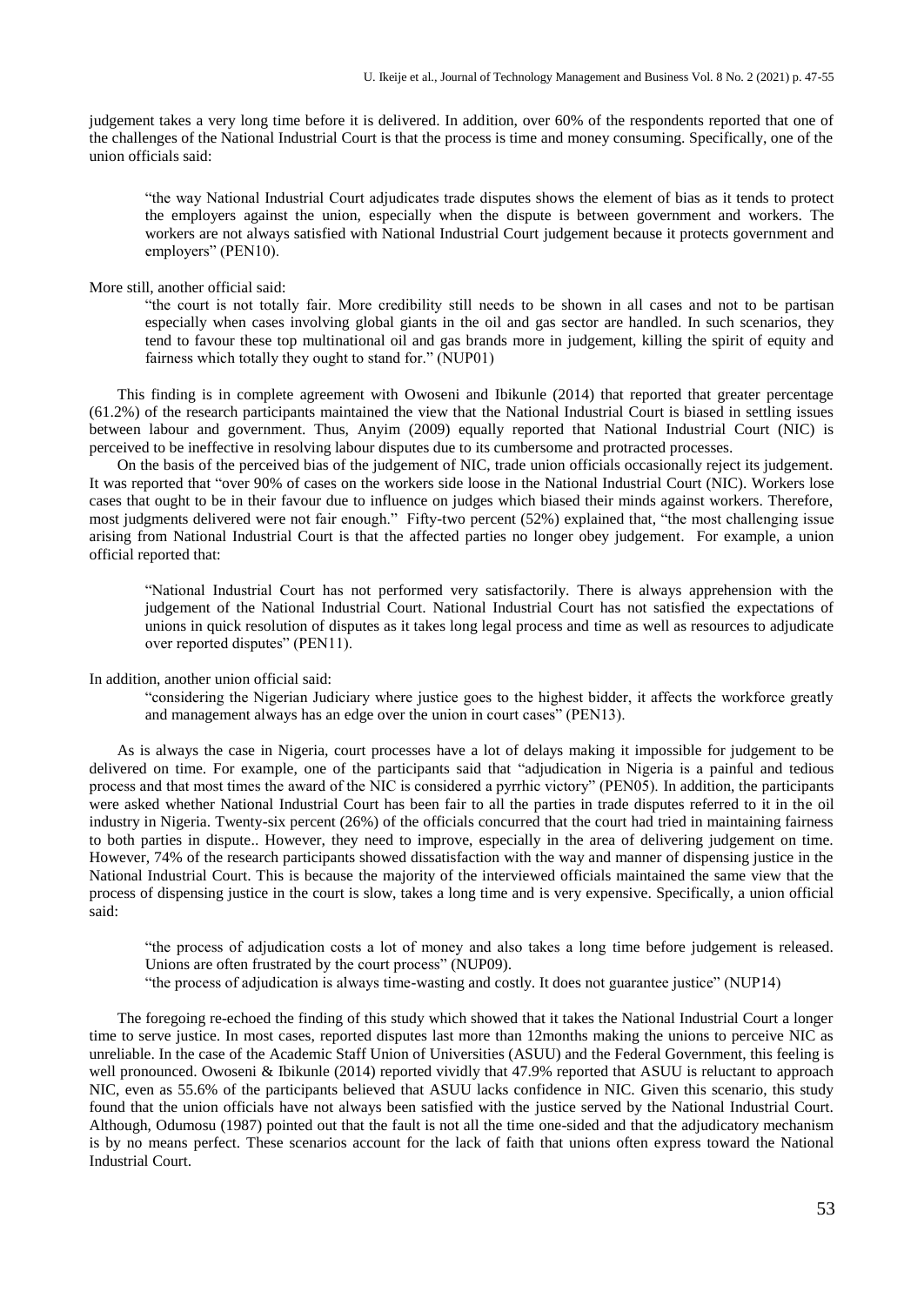judgement takes a very long time before it is delivered. In addition, over 60% of the respondents reported that one of the challenges of the National Industrial Court is that the process is time and money consuming. Specifically, one of the union officials said:

> "the way National Industrial Court adjudicates trade disputes shows the element of bias as it tends to protect the employers against the union, especially when the dispute is between government and workers. The workers are not always satisfied with National Industrial Court judgement because it protects government and employers" (PEN10).

More still, another official said:

> "the court is not totally fair. More credibility still needs to be shown in all cases and not to be partisan especially when cases involving global giants in the oil and gas sector are handled. In such scenarios, they tend to favour these top multinational oil and gas brands more in judgement, killing the spirit of equity and fairness which totally they ought to stand for." (NUP01)

This finding is in complete agreement with Owoseni and Ibikunle (2014) that reported that greater percentage (61.2%) of the research participants maintained the view that the National Industrial Court is biased in settling issues between labour and government. Thus, Anyim (2009) equally reported that National Industrial Court (NIC) is perceived to be ineffective in resolving labour disputes due to its cumbersome and protracted processes.

On the basis of the perceived bias of the judgement of NIC, trade union officials occasionally reject its judgement. It was reported that "over 90% of cases on the workers side loose in the National Industrial Court (NIC). Workers lose cases that ought to be in their favour due to influence on judges which biased their minds against workers. Therefore, most judgments delivered were not fair enough." Fifty-two percent (52%) explained that, "the most challenging issue arising from National Industrial Court is that the affected parties no longer obey judgement. For example, a union official reported that:

> "National Industrial Court has not performed very satisfactorily. There is always apprehension with the judgement of the National Industrial Court. National Industrial Court has not satisfied the expectations of unions in quick resolution of disputes as it takes long legal process and time as well as resources to adjudicate over reported disputes" (PEN11).

In addition, another union official said:

> "considering the Nigerian Judiciary where justice goes to the highest bidder, it affects the workforce greatly and management always has an edge over the union in court cases" (PEN13).

As is always the case in Nigeria, court processes have a lot of delays making it impossible for judgement to be delivered on time. For example, one of the participants said that "adjudication in Nigeria is a painful and tedious process and that most times the award of the NIC is considered a pyrrhic victory" (PEN05). In addition, the participants were asked whether National Industrial Court has been fair to all the parties in trade disputes referred to it in the oil industry in Nigeria. Twenty-six percent (26%) of the officials concurred that the court had tried in maintaining fairness to both parties in dispute.. However, they need to improve, especially in the area of delivering judgement on time. However, 74% of the research participants showed dissatisfaction with the way and manner of dispensing justice in the National Industrial Court. This is because the majority of the interviewed officials maintained the same view that the process of dispensing justice in the court is slow, takes a long time and is very expensive. Specifically, a union official said:

> "the process of adjudication costs a lot of money and also takes a long time before judgement is released. Unions are often frustrated by the court process" (NUP09).
>
> "the process of adjudication is always time-wasting and costly. It does not guarantee justice" (NUP14)

The foregoing re-echoed the finding of this study which showed that it takes the National Industrial Court a longer time to serve justice. In most cases, reported disputes last more than 12months making the unions to perceive NIC as unreliable. In the case of the Academic Staff Union of Universities (ASUU) and the Federal Government, this feeling is well pronounced. Owoseni & Ibikunle (2014) reported vividly that 47.9% reported that ASUU is reluctant to approach NIC, even as 55.6% of the participants believed that ASUU lacks confidence in NIC. Given this scenario, this study found that the union officials have not always been satisfied with the justice served by the National Industrial Court. Although, Odumosu (1987) pointed out that the fault is not all the time one-sided and that the adjudicatory mechanism is by no means perfect. These scenarios account for the lack of faith that unions often express toward the National Industrial Court.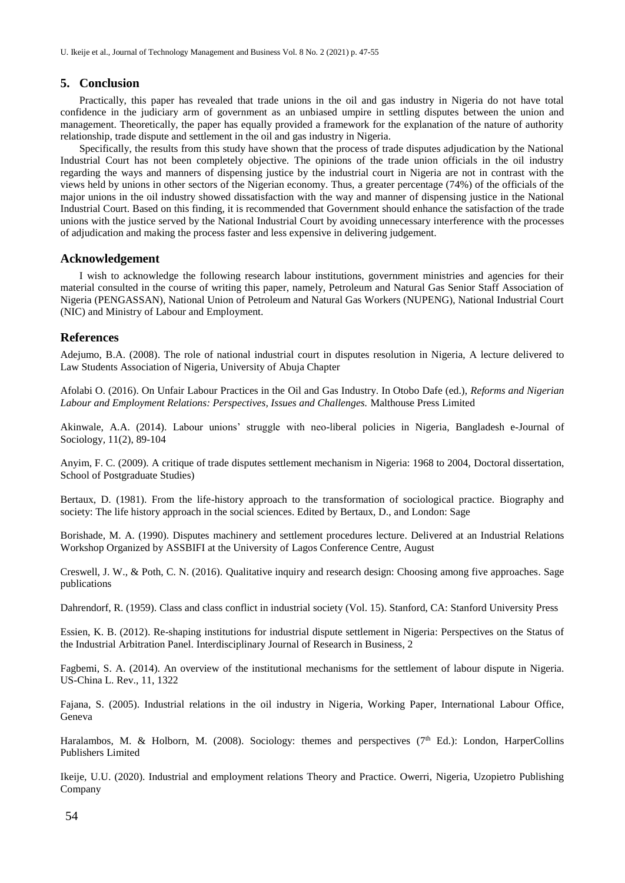## 5. Conclusion

Practically, this paper has revealed that trade unions in the oil and gas industry in Nigeria do not have total confidence in the judiciary arm of government as an unbiased umpire in settling disputes between the union and management. Theoretically, the paper has equally provided a framework for the explanation of the nature of authority relationship, trade dispute and settlement in the oil and gas industry in Nigeria.

Specifically, the results from this study have shown that the process of trade disputes adjudication by the National Industrial Court has not been completely objective. The opinions of the trade union officials in the oil industry regarding the ways and manners of dispensing justice by the industrial court in Nigeria are not in contrast with the views held by unions in other sectors of the Nigerian economy. Thus, a greater percentage (74%) of the officials of the major unions in the oil industry showed dissatisfaction with the way and manner of dispensing justice in the National Industrial Court. Based on this finding, it is recommended that Government should enhance the satisfaction of the trade unions with the justice served by the National Industrial Court by avoiding unnecessary interference with the processes of adjudication and making the process faster and less expensive in delivering judgement.

## Acknowledgement

I wish to acknowledge the following research labour institutions, government ministries and agencies for their material consulted in the course of writing this paper, namely, Petroleum and Natural Gas Senior Staff Association of Nigeria (PENGASSAN), National Union of Petroleum and Natural Gas Workers (NUPENG), National Industrial Court (NIC) and Ministry of Labour and Employment.

## References

Adejumo, B.A. (2008). The role of national industrial court in disputes resolution in Nigeria, A lecture delivered to Law Students Association of Nigeria, University of Abuja Chapter

Afolabi O. (2016). On Unfair Labour Practices in the Oil and Gas Industry. In Otobo Dafe (ed.), *Reforms and Nigerian Labour and Employment Relations: Perspectives, Issues and Challenges.* Malthouse Press Limited

Akinwale, A.A. (2014). Labour unions' struggle with neo-liberal policies in Nigeria, Bangladesh e-Journal of Sociology, 11(2), 89-104

Anyim, F. C. (2009). A critique of trade disputes settlement mechanism in Nigeria: 1968 to 2004, Doctoral dissertation, School of Postgraduate Studies)

Bertaux, D. (1981). From the life-history approach to the transformation of sociological practice. Biography and society: The life history approach in the social sciences. Edited by Bertaux, D., and London: Sage

Borishade, M. A. (1990). Disputes machinery and settlement procedures lecture. Delivered at an Industrial Relations Workshop Organized by ASSBIFI at the University of Lagos Conference Centre, August

Creswell, J. W., & Poth, C. N. (2016). Qualitative inquiry and research design: Choosing among five approaches. Sage publications

Dahrendorf, R. (1959). Class and class conflict in industrial society (Vol. 15). Stanford, CA: Stanford University Press

Essien, K. B. (2012). Re-shaping institutions for industrial dispute settlement in Nigeria: Perspectives on the Status of the Industrial Arbitration Panel. Interdisciplinary Journal of Research in Business, 2

Fagbemi, S. A. (2014). An overview of the institutional mechanisms for the settlement of labour dispute in Nigeria. US-China L. Rev., 11, 1322

Fajana, S. (2005). Industrial relations in the oil industry in Nigeria, Working Paper, International Labour Office, Geneva

Haralambos, M. & Holborn, M. (2008). Sociology: themes and perspectives (7th Ed.): London, HarperCollins Publishers Limited

Ikeije, U.U. (2020). Industrial and employment relations Theory and Practice. Owerri, Nigeria, Uzopietro Publishing Company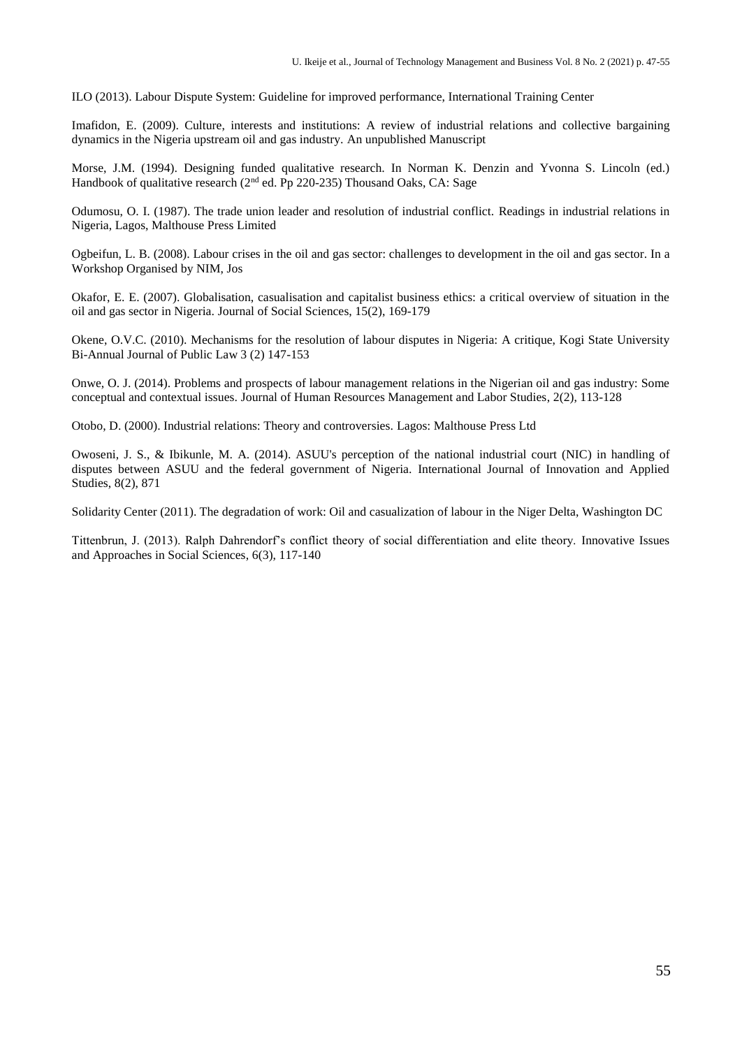ILO (2013). Labour Dispute System: Guideline for improved performance, International Training Center

Imafidon, E. (2009). Culture, interests and institutions: A review of industrial relations and collective bargaining dynamics in the Nigeria upstream oil and gas industry. An unpublished Manuscript

Morse, J.M. (1994). Designing funded qualitative research. In Norman K. Denzin and Yvonna S. Lincoln (ed.) Handbook of qualitative research (2nd ed. Pp 220-235) Thousand Oaks, CA: Sage

Odumosu, O. I. (1987). The trade union leader and resolution of industrial conflict. Readings in industrial relations in Nigeria, Lagos, Malthouse Press Limited

Ogbeifun, L. B. (2008). Labour crises in the oil and gas sector: challenges to development in the oil and gas sector. In a Workshop Organised by NIM, Jos

Okafor, E. E. (2007). Globalisation, casualisation and capitalist business ethics: a critical overview of situation in the oil and gas sector in Nigeria. Journal of Social Sciences, 15(2), 169-179

Okene, O.V.C. (2010). Mechanisms for the resolution of labour disputes in Nigeria: A critique, Kogi State University Bi-Annual Journal of Public Law 3 (2) 147-153

Onwe, O. J. (2014). Problems and prospects of labour management relations in the Nigerian oil and gas industry: Some conceptual and contextual issues. Journal of Human Resources Management and Labor Studies, 2(2), 113-128

Otobo, D. (2000). Industrial relations: Theory and controversies. Lagos: Malthouse Press Ltd

Owoseni, J. S., & Ibikunle, M. A. (2014). ASUU's perception of the national industrial court (NIC) in handling of disputes between ASUU and the federal government of Nigeria. International Journal of Innovation and Applied Studies, 8(2), 871

Solidarity Center (2011). The degradation of work: Oil and casualization of labour in the Niger Delta, Washington DC

Tittenbrun, J. (2013). Ralph Dahrendorf's conflict theory of social differentiation and elite theory. Innovative Issues and Approaches in Social Sciences, 6(3), 117-140